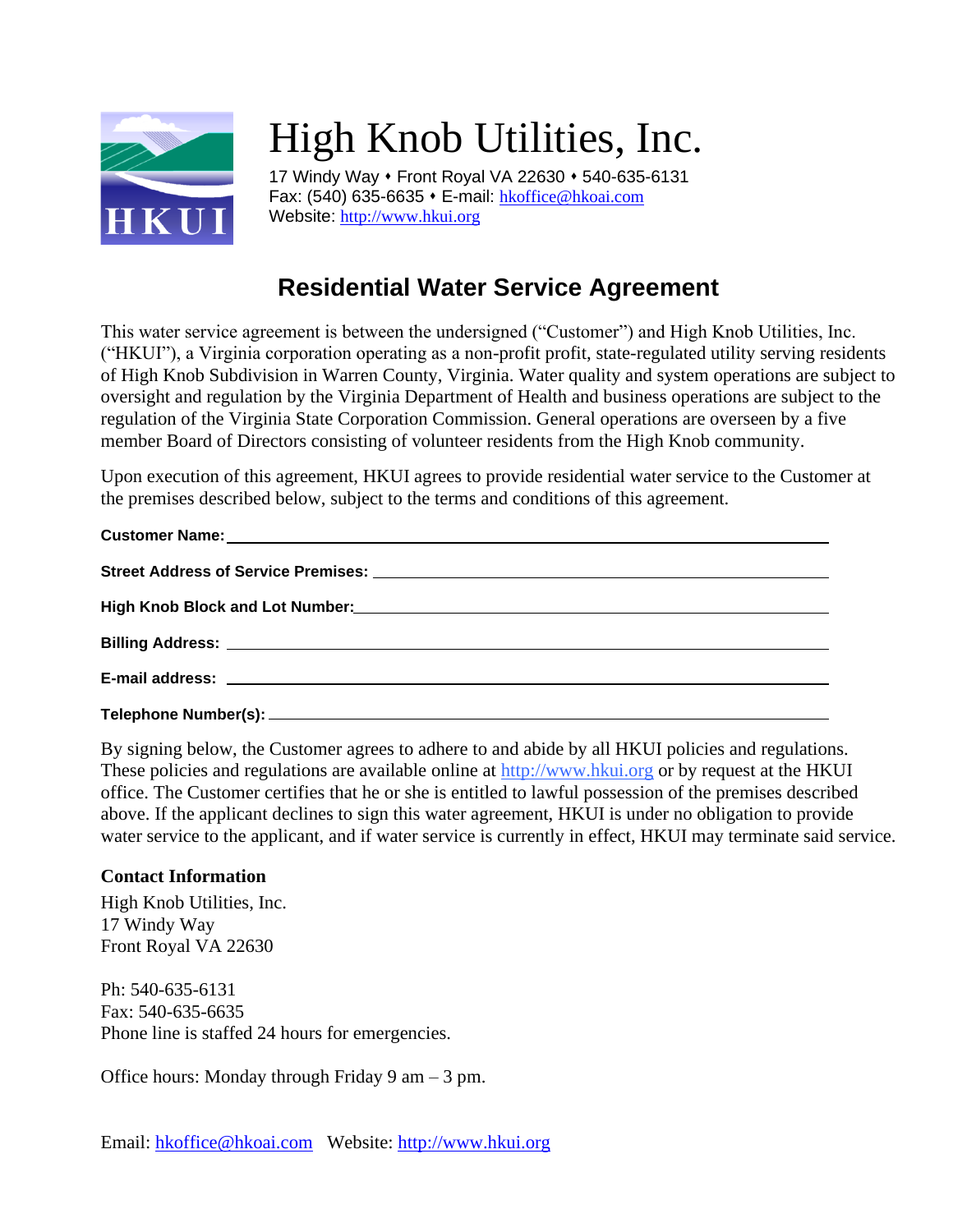# High Knob Utilities, Inc.

17 Windy Way • Front Royal VA 22630 • 540-635-6131
Fax: (540) 635-6635 • E-mail: hkoffice@hkoai.com
Website: http://www.hkui.org

## Residential Water Service Agreement

This water service agreement is between the undersigned ("Customer") and High Knob Utilities, Inc. ("HKUI"), a Virginia corporation operating as a non-profit profit, state-regulated utility serving residents of High Knob Subdivision in Warren County, Virginia. Water quality and system operations are subject to oversight and regulation by the Virginia Department of Health and business operations are subject to the regulation of the Virginia State Corporation Commission. General operations are overseen by a five member Board of Directors consisting of volunteer residents from the High Knob community.

Upon execution of this agreement, HKUI agrees to provide residential water service to the Customer at the premises described below, subject to the terms and conditions of this agreement.

**Customer Name:** ______________________________

**Street Address of Service Premises:** ______________________________

**High Knob Block and Lot Number:** ______________________________

**Billing Address:** ______________________________

**E-mail address:** ______________________________

**Telephone Number(s):** ______________________________

By signing below, the Customer agrees to adhere to and abide by all HKUI policies and regulations. These policies and regulations are available online at http://www.hkui.org or by request at the HKUI office. The Customer certifies that he or she is entitled to lawful possession of the premises described above. If the applicant declines to sign this water agreement, HKUI is under no obligation to provide water service to the applicant, and if water service is currently in effect, HKUI may terminate said service.

**Contact Information**

High Knob Utilities, Inc.
17 Windy Way
Front Royal VA 22630

Ph: 540-635-6131
Fax: 540-635-6635
Phone line is staffed 24 hours for emergencies.

Office hours: Monday through Friday 9 am – 3 pm.

Email: hkoffice@hkoai.com Website: http://www.hkui.org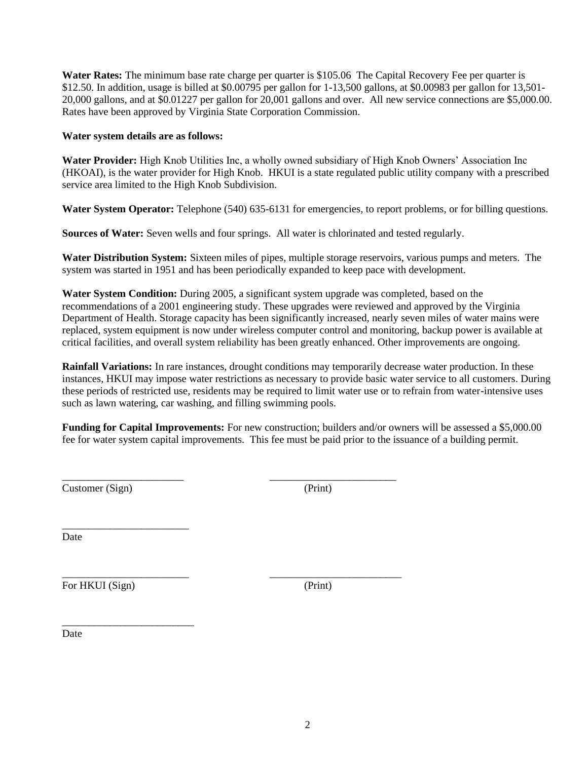**Water Rates:** The minimum base rate charge per quarter is $105.06 The Capital Recovery Fee per quarter is $12.50. In addition, usage is billed at $0.00795 per gallon for 1-13,500 gallons, at $0.00983 per gallon for 13,501-20,000 gallons, and at $0.01227 per gallon for 20,001 gallons and over. All new service connections are $5,000.00. Rates have been approved by Virginia State Corporation Commission.

**Water system details are as follows:**

**Water Provider:** High Knob Utilities Inc, a wholly owned subsidiary of High Knob Owners' Association Inc (HKOAI), is the water provider for High Knob. HKUI is a state regulated public utility company with a prescribed service area limited to the High Knob Subdivision.

**Water System Operator:** Telephone (540) 635-6131 for emergencies, to report problems, or for billing questions.

**Sources of Water:** Seven wells and four springs. All water is chlorinated and tested regularly.

**Water Distribution System:** Sixteen miles of pipes, multiple storage reservoirs, various pumps and meters. The system was started in 1951 and has been periodically expanded to keep pace with development.

**Water System Condition:** During 2005, a significant system upgrade was completed, based on the recommendations of a 2001 engineering study. These upgrades were reviewed and approved by the Virginia Department of Health. Storage capacity has been significantly increased, nearly seven miles of water mains were replaced, system equipment is now under wireless computer control and monitoring, backup power is available at critical facilities, and overall system reliability has been greatly enhanced. Other improvements are ongoing.

**Rainfall Variations:** In rare instances, drought conditions may temporarily decrease water production. In these instances, HKUI may impose water restrictions as necessary to provide basic water service to all customers. During these periods of restricted use, residents may be required to limit water use or to refrain from water-intensive uses such as lawn watering, car washing, and filling swimming pools.

**Funding for Capital Improvements:** For new construction; builders and/or owners will be assessed a $5,000.00 fee for water system capital improvements. This fee must be paid prior to the issuance of a building permit.

_______________________ _______________________

Customer (Sign) (Print)

_______________________

Date

_______________________ _______________________

For HKUI (Sign) (Print)

_______________________

Date